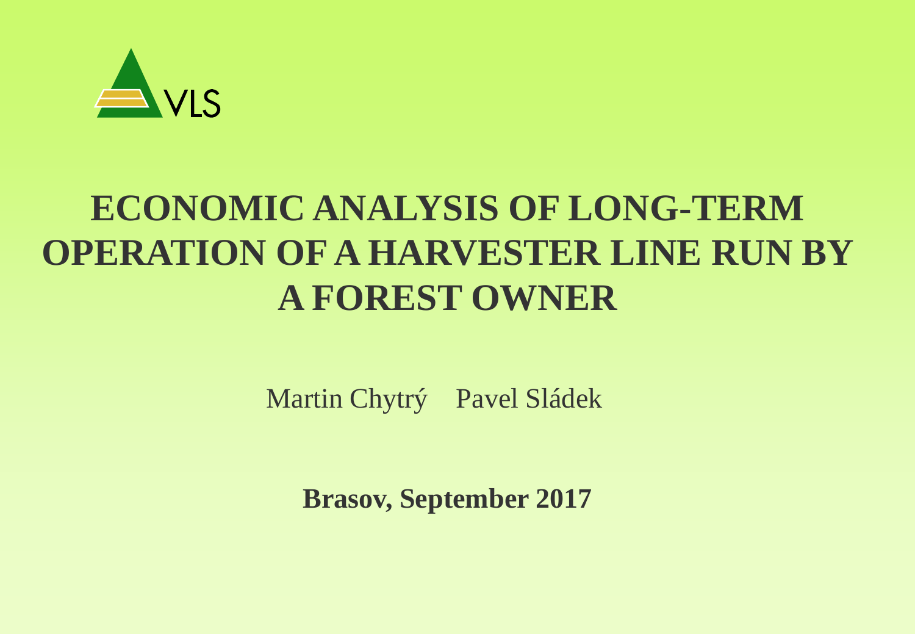VLS

# ECONOMIC ANALYSIS OF LONG-TERM OPERATION OF A HARVESTER LINE RUN BY A FOREST OWNER

Martin Chytrý    Pavel Sládek

**Brasov, September 2017**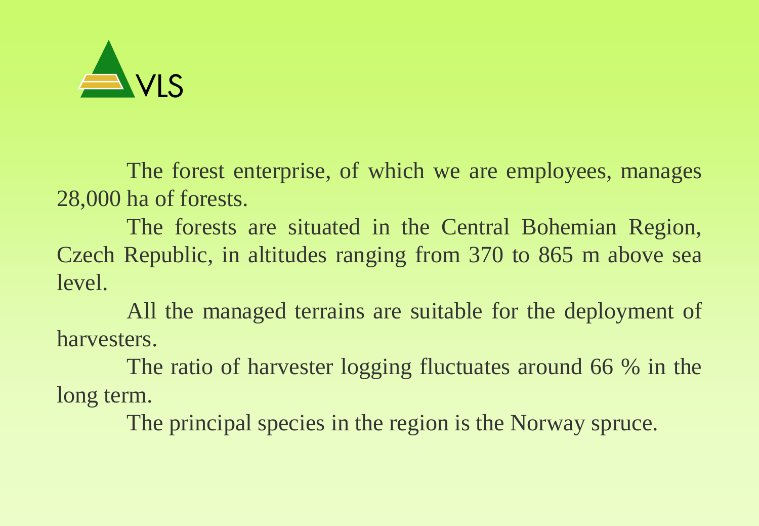VLS

The forest enterprise, of which we are employees, manages 28,000 ha of forests.

The forests are situated in the Central Bohemian Region, Czech Republic, in altitudes ranging from 370 to 865 m above sea level.

All the managed terrains are suitable for the deployment of harvesters.

The ratio of harvester logging fluctuates around 66 % in the long term.

The principal species in the region is the Norway spruce.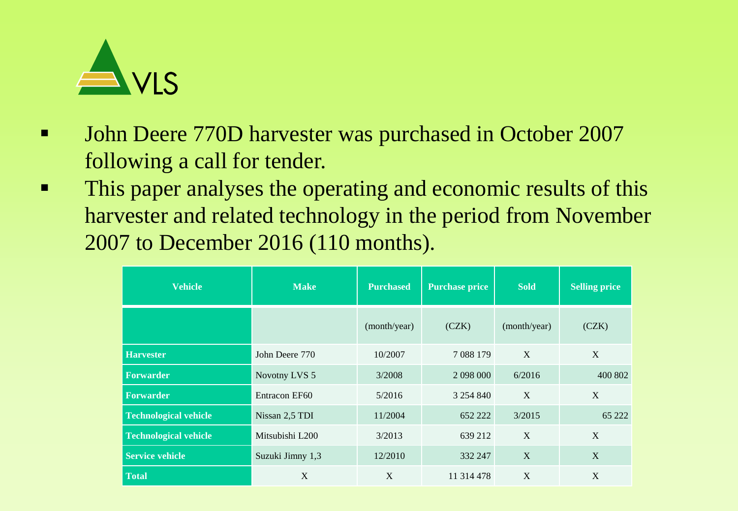VLS

- John Deere 770D harvester was purchased in October 2007 following a call for tender.
- This paper analyses the operating and economic results of this harvester and related technology in the period from November 2007 to December 2016 (110 months).

| Vehicle | Make | Purchased | Purchase price | Sold | Selling price |
|---|---|---|---|---|---|
| | | (month/year) | (CZK) | (month/year) | (CZK) |
| **Harvester** | John Deere 770 | 10/2007 | 7 088 179 | X | X |
| **Forwarder** | Novotny LVS 5 | 3/2008 | 2 098 000 | 6/2016 | 400 802 |
| **Forwarder** | Entracon EF60 | 5/2016 | 3 254 840 | X | X |
| **Technological vehicle** | Nissan 2,5 TDI | 11/2004 | 652 222 | 3/2015 | 65 222 |
| **Technological vehicle** | Mitsubishi L200 | 3/2013 | 639 212 | X | X |
| **Service vehicle** | Suzuki Jimny 1,3 | 12/2010 | 332 247 | X | X |
| **Total** | X | X | 11 314 478 | X | X |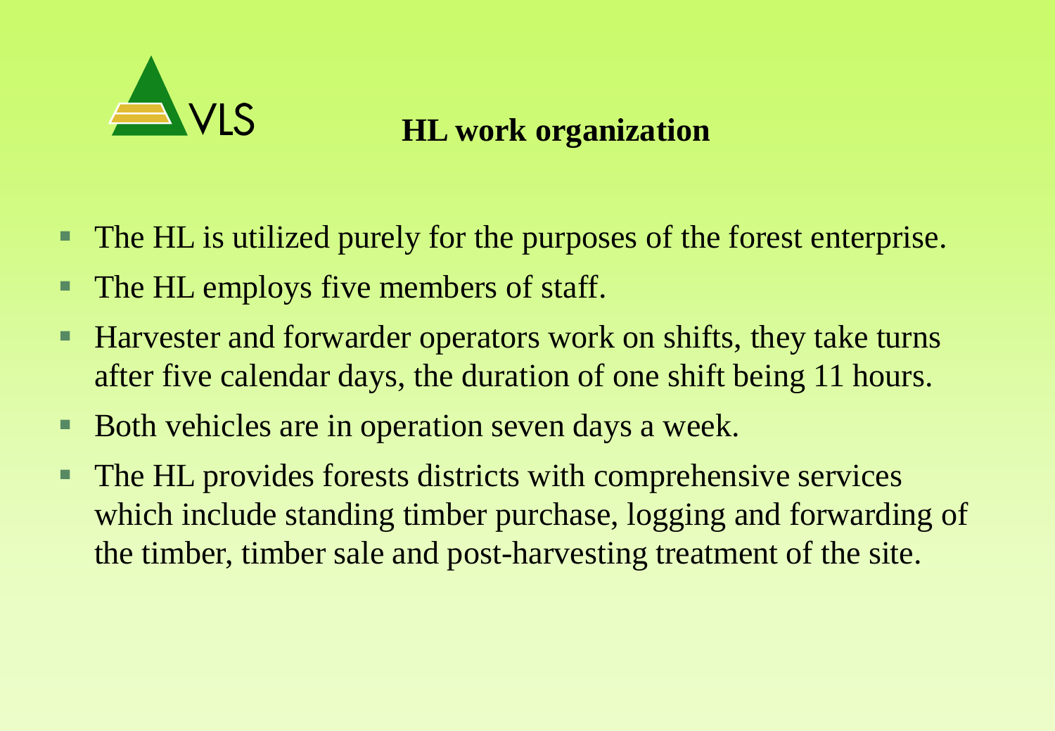## HL work organization

- The HL is utilized purely for the purposes of the forest enterprise.
- The HL employs five members of staff.
- Harvester and forwarder operators work on shifts, they take turns after five calendar days, the duration of one shift being 11 hours.
- Both vehicles are in operation seven days a week.
- The HL provides forests districts with comprehensive services which include standing timber purchase, logging and forwarding of the timber, timber sale and post-harvesting treatment of the site.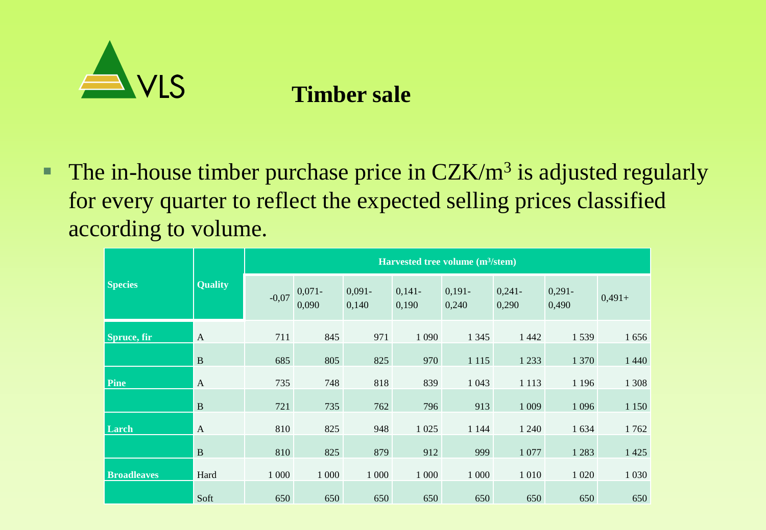# Timber sale

- The in-house timber purchase price in CZK/m$^3$ is adjusted regularly for every quarter to reflect the expected selling prices classified according to volume.

| Species | Quality | Harvested tree volume (m$^3$/stem) | | | | | | | |
|---|---|---|---|---|---|---|---|---|---|
| | | -0,07 | 0,071-0,090 | 0,091-0,140 | 0,141-0,190 | 0,191-0,240 | 0,241-0,290 | 0,291-0,490 | 0,491+ |
| **Spruce, fir** | A | 711 | 845 | 971 | 1 090 | 1 345 | 1 442 | 1 539 | 1 656 |
| | B | 685 | 805 | 825 | 970 | 1 115 | 1 233 | 1 370 | 1 440 |
| **Pine** | A | 735 | 748 | 818 | 839 | 1 043 | 1 113 | 1 196 | 1 308 |
| | B | 721 | 735 | 762 | 796 | 913 | 1 009 | 1 096 | 1 150 |
| **Larch** | A | 810 | 825 | 948 | 1 025 | 1 144 | 1 240 | 1 634 | 1 762 |
| | B | 810 | 825 | 879 | 912 | 999 | 1 077 | 1 283 | 1 425 |
| **Broadleaves** | Hard | 1 000 | 1 000 | 1 000 | 1 000 | 1 000 | 1 010 | 1 020 | 1 030 |
| | Soft | 650 | 650 | 650 | 650 | 650 | 650 | 650 | 650 |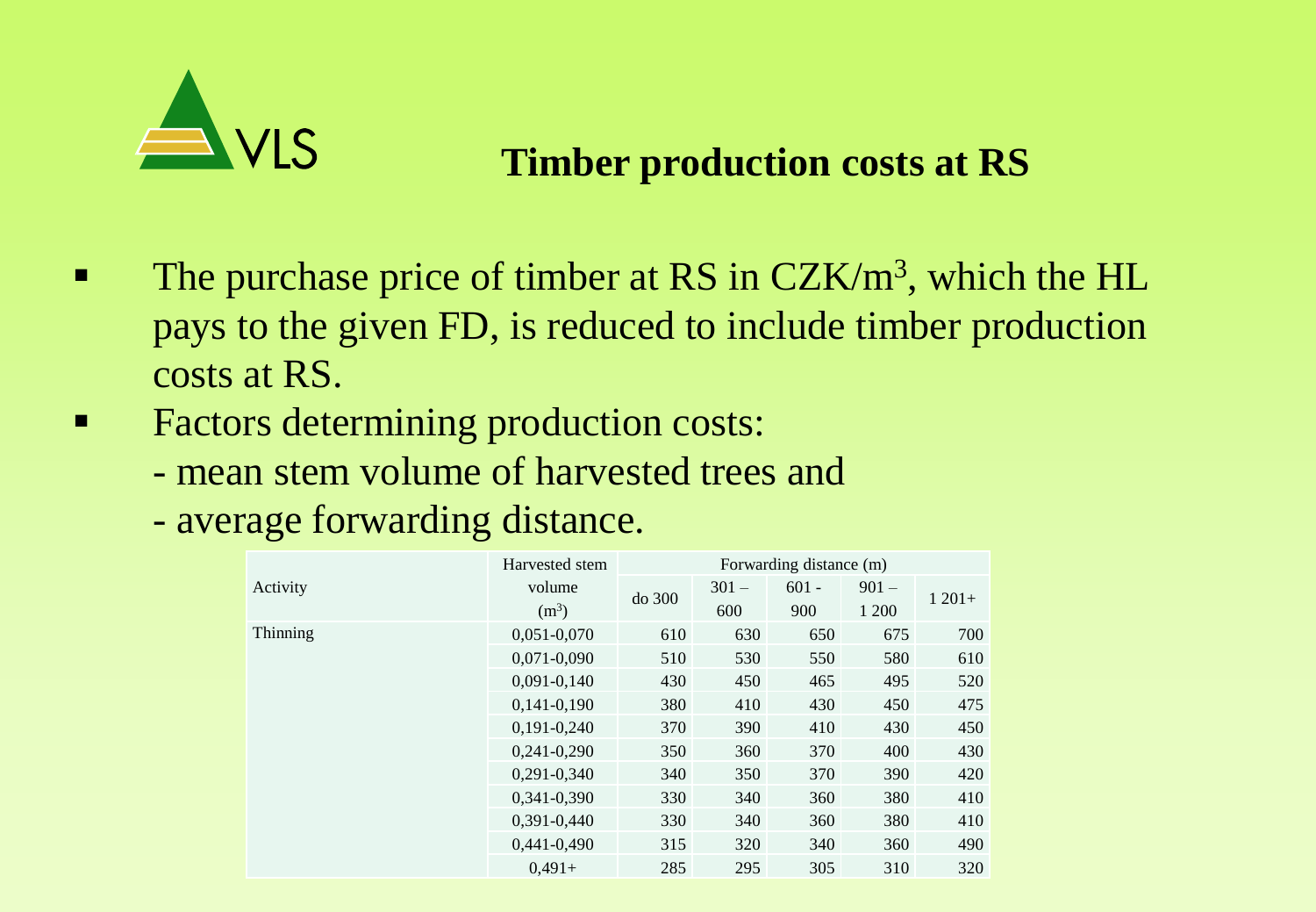# Timber production costs at RS

- The purchase price of timber at RS in CZK/m$^3$, which the HL pays to the given FD, is reduced to include timber production costs at RS.
- Factors determining production costs:
  - mean stem volume of harvested trees and
  - average forwarding distance.

| Activity | Harvested stem volume (m$^3$) | Forwarding distance (m) | | | | |
|---|---|---|---|---|---|---|
| | | do 300 | 301 – 600 | 601 - 900 | 901 – 1 200 | 1 201+ |
| Thinning | 0,051-0,070 | 610 | 630 | 650 | 675 | 700 |
| | 0,071-0,090 | 510 | 530 | 550 | 580 | 610 |
| | 0,091-0,140 | 430 | 450 | 465 | 495 | 520 |
| | 0,141-0,190 | 380 | 410 | 430 | 450 | 475 |
| | 0,191-0,240 | 370 | 390 | 410 | 430 | 450 |
| | 0,241-0,290 | 350 | 360 | 370 | 400 | 430 |
| | 0,291-0,340 | 340 | 350 | 370 | 390 | 420 |
| | 0,341-0,390 | 330 | 340 | 360 | 380 | 410 |
| | 0,391-0,440 | 330 | 340 | 360 | 380 | 410 |
| | 0,441-0,490 | 315 | 320 | 340 | 360 | 490 |
| | 0,491+ | 285 | 295 | 305 | 310 | 320 |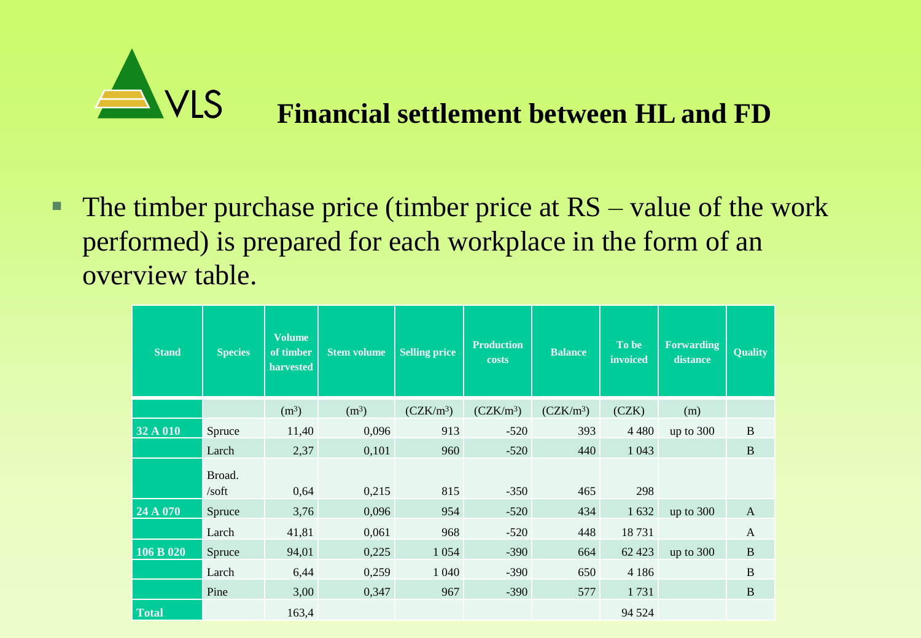# Financial settlement between HL and FD

- The timber purchase price (timber price at RS – value of the work performed) is prepared for each workplace in the form of an overview table.

| Stand | Species | Volume of timber harvested | Stem volume | Selling price | Production costs | Balance | To be invoiced | Forwarding distance | Quality |
|---|---|---|---|---|---|---|---|---|---|
| | | ($m^3$) | ($m^3$) | ($CZK/m^3$) | ($CZK/m^3$) | ($CZK/m^3$) | (CZK) | (m) | |
| **32 A 010** | Spruce | 11,40 | 0,096 | 913 | -520 | 393 | 4 480 | up to 300 | B |
| | Larch | 2,37 | 0,101 | 960 | -520 | 440 | 1 043 | | B |
| | Broad. /soft | 0,64 | 0,215 | 815 | -350 | 465 | 298 | | |
| **24 A 070** | Spruce | 3,76 | 0,096 | 954 | -520 | 434 | 1 632 | up to 300 | A |
| | Larch | 41,81 | 0,061 | 968 | -520 | 448 | 18 731 | | A |
| **106 B 020** | Spruce | 94,01 | 0,225 | 1 054 | -390 | 664 | 62 423 | up to 300 | B |
| | Larch | 6,44 | 0,259 | 1 040 | -390 | 650 | 4 186 | | B |
| | Pine | 3,00 | 0,347 | 967 | -390 | 577 | 1 731 | | B |
| **Total** | | 163,4 | | | | | 94 524 | | |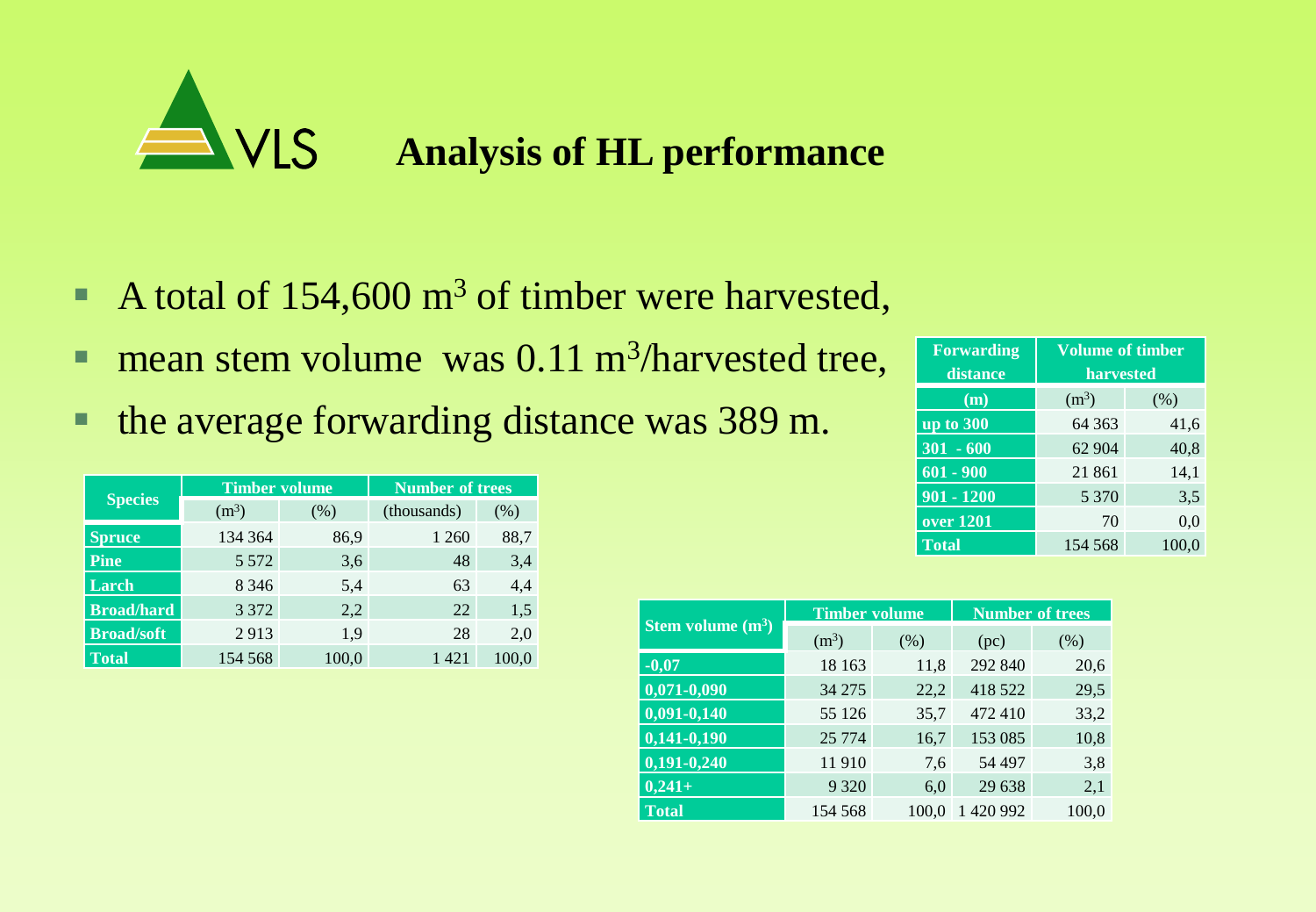# Analysis of HL performance

- A total of 154,600 $m^3$ of timber were harvested,
- mean stem volume was 0.11 $m^3$/harvested tree,
- the average forwarding distance was 389 m.

| Forwarding distance | Volume of timber harvested | |
|---|---|---|
| (m) | ($m^3$) | (%) |
| up to 300 | 64 363 | 41,6 |
| 301 - 600 | 62 904 | 40,8 |
| 601 - 900 | 21 861 | 14,1 |
| 901 - 1200 | 5 370 | 3,5 |
| over 1201 | 70 | 0,0 |
| Total | 154 568 | 100,0 |

| Species | Timber volume | | Number of trees | |
|---|---|---|---|---|
| | ($m^3$) | (%) | (thousands) | (%) |
| Spruce | 134 364 | 86,9 | 1 260 | 88,7 |
| Pine | 5 572 | 3,6 | 48 | 3,4 |
| Larch | 8 346 | 5,4 | 63 | 4,4 |
| Broad/hard | 3 372 | 2,2 | 22 | 1,5 |
| Broad/soft | 2 913 | 1,9 | 28 | 2,0 |
| Total | 154 568 | 100,0 | 1 421 | 100,0 |

| Stem volume ($m^3$) | Timber volume | | Number of trees | |
|---|---|---|---|---|
| | ($m^3$) | (%) | (pc) | (%) |
| -0,07 | 18 163 | 11,8 | 292 840 | 20,6 |
| 0,071-0,090 | 34 275 | 22,2 | 418 522 | 29,5 |
| 0,091-0,140 | 55 126 | 35,7 | 472 410 | 33,2 |
| 0,141-0,190 | 25 774 | 16,7 | 153 085 | 10,8 |
| 0,191-0,240 | 11 910 | 7,6 | 54 497 | 3,8 |
| 0,241+ | 9 320 | 6,0 | 29 638 | 2,1 |
| Total | 154 568 | 100,0 | 1 420 992 | 100,0 |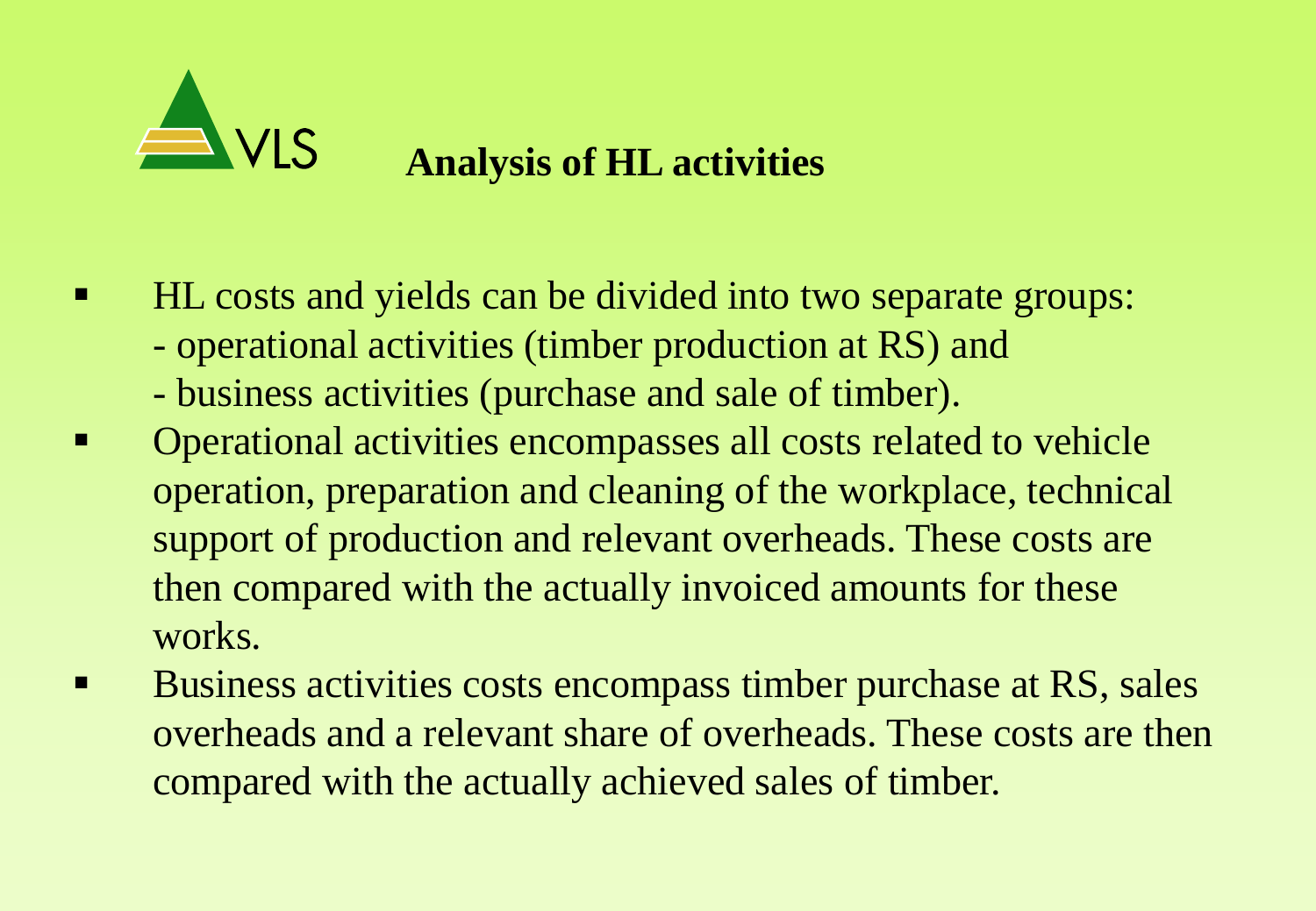VLS

# Analysis of HL activities

- HL costs and yields can be divided into two separate groups:
  - operational activities (timber production at RS) and
  - business activities (purchase and sale of timber).
- Operational activities encompasses all costs related to vehicle operation, preparation and cleaning of the workplace, technical support of production and relevant overheads. These costs are then compared with the actually invoiced amounts for these works.
- Business activities costs encompass timber purchase at RS, sales overheads and a relevant share of overheads. These costs are then compared with the actually achieved sales of timber.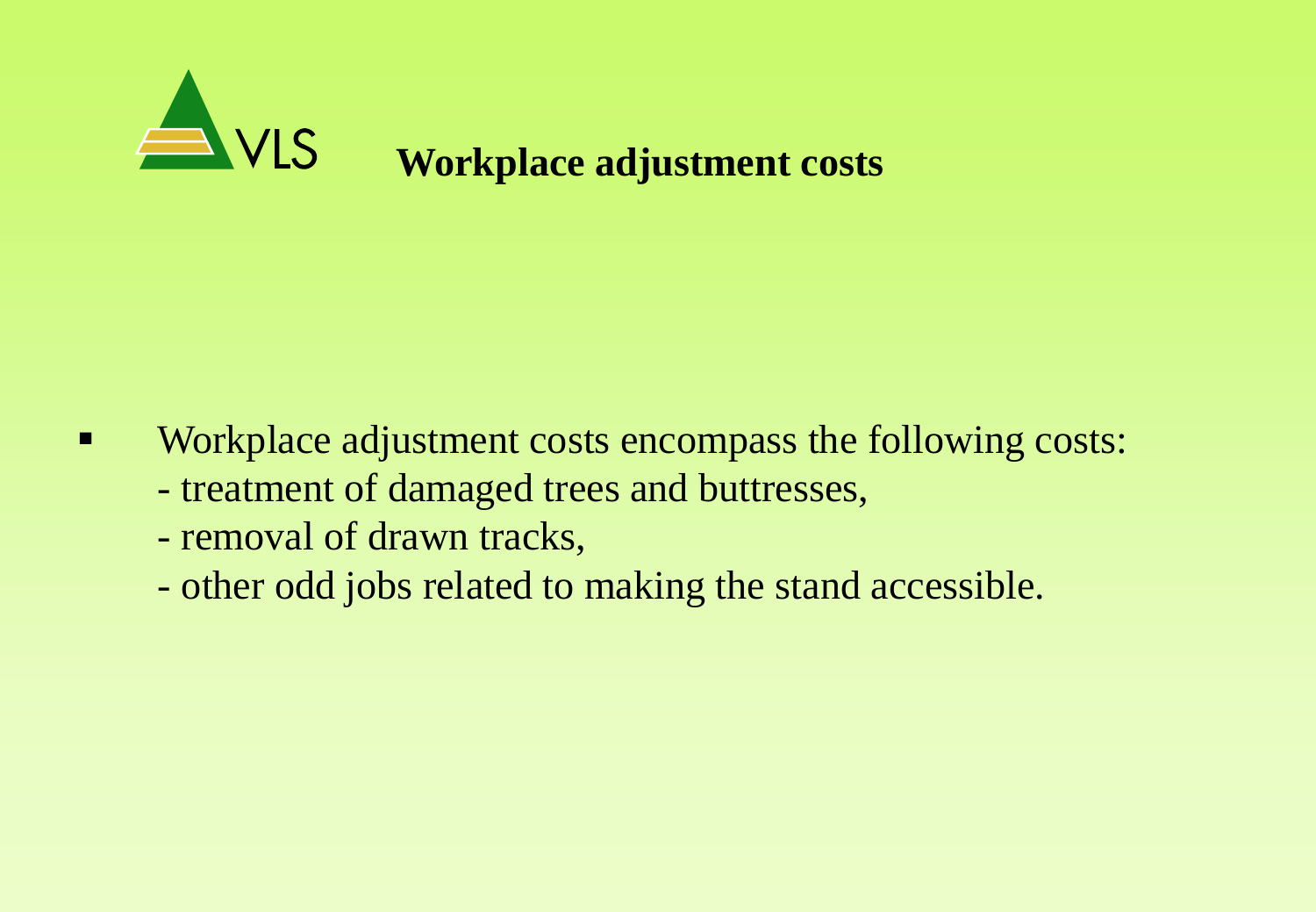## Workplace adjustment costs

- Workplace adjustment costs encompass the following costs:
  - treatment of damaged trees and buttresses,
  - removal of drawn tracks,
  - other odd jobs related to making the stand accessible.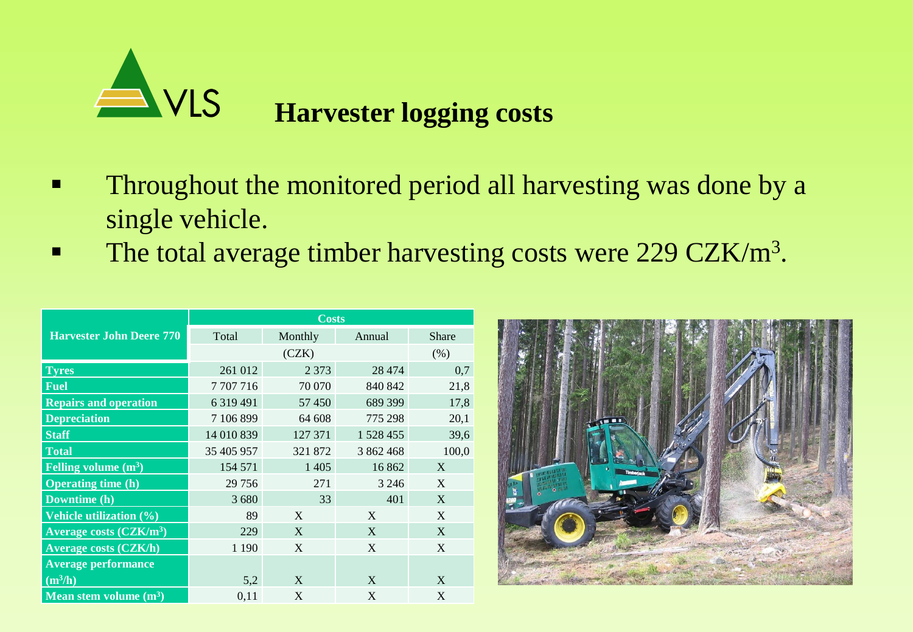# Harvester logging costs

- Throughout the monitored period all harvesting was done by a single vehicle.
- The total average timber harvesting costs were 229 CZK/$m^3$.

| Harvester John Deere 770 | Costs | | | |
|---|---|---|---|---|
| | Total | Monthly | Annual | Share |
| | (CZK) | | | (%) |
| **Tyres** | 261 012 | 2 373 | 28 474 | 0,7 |
| **Fuel** | 7 707 716 | 70 070 | 840 842 | 21,8 |
| **Repairs and operation** | 6 319 491 | 57 450 | 689 399 | 17,8 |
| **Depreciation** | 7 106 899 | 64 608 | 775 298 | 20,1 |
| **Staff** | 14 010 839 | 127 371 | 1 528 455 | 39,6 |
| **Total** | 35 405 957 | 321 872 | 3 862 468 | 100,0 |
| **Felling volume ($m^3$)** | 154 571 | 1 405 | 16 862 | X |
| **Operating time (h)** | 29 756 | 271 | 3 246 | X |
| **Downtime (h)** | 3 680 | 33 | 401 | X |
| **Vehicle utilization (%)** | 89 | X | X | X |
| **Average costs (CZK/$m^3$)** | 229 | X | X | X |
| **Average costs (CZK/h)** | 1 190 | X | X | X |
| **Average performance ($m^3$/h)** | 5,2 | X | X | X |
| **Mean stem volume ($m^3$)** | 0,11 | X | X | X |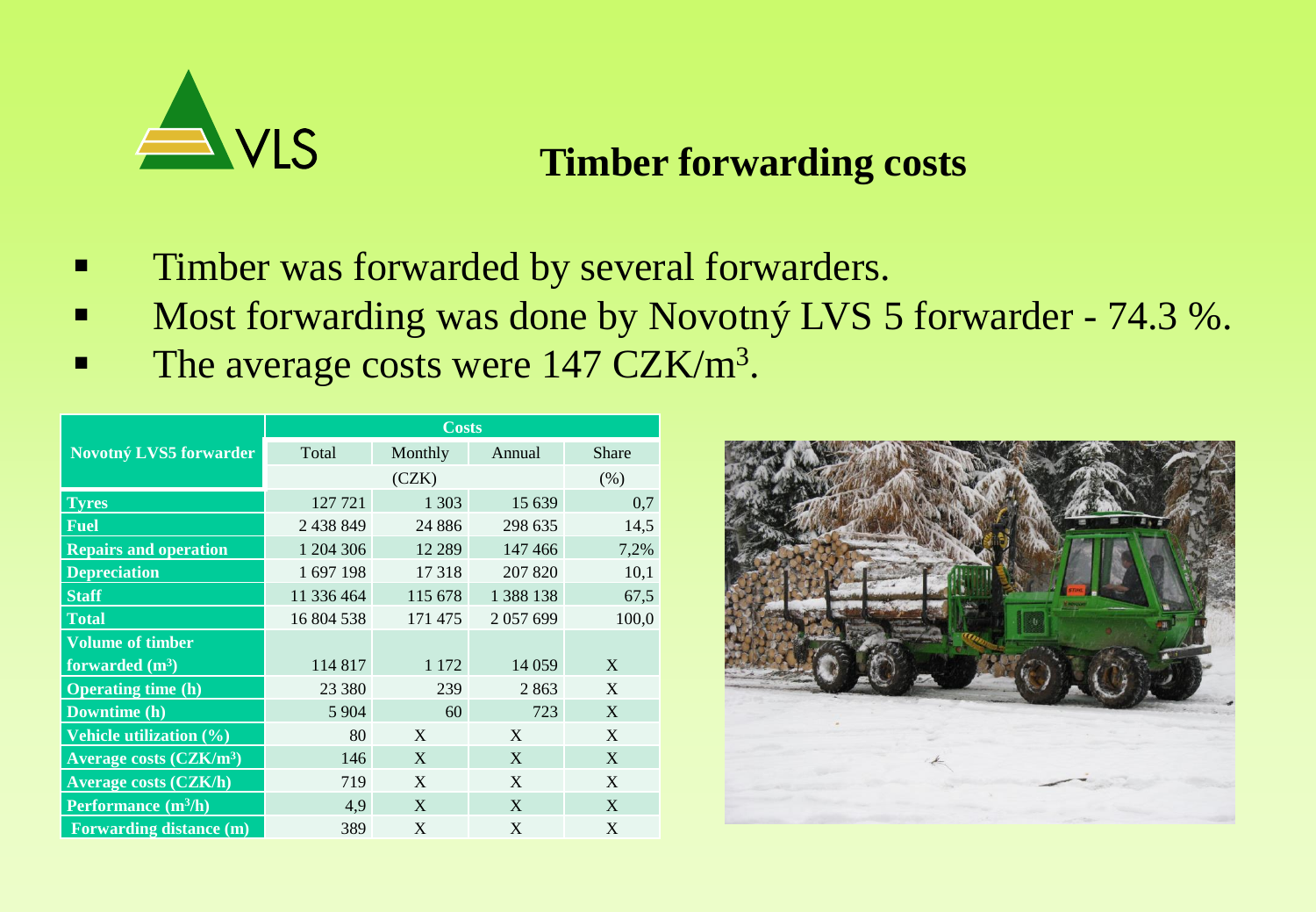# Timber forwarding costs

- Timber was forwarded by several forwarders.
- Most forwarding was done by Novotný LVS 5 forwarder - 74.3 %.
- The average costs were 147 CZK/$m^3$.

| Novotný LVS5 forwarder | Costs | | | |
|---|---|---|---|---|
| | Total | Monthly | Annual | Share |
| | (CZK) | | | (%) |
| Tyres | 127 721 | 1 303 | 15 639 | 0,7 |
| Fuel | 2 438 849 | 24 886 | 298 635 | 14,5 |
| Repairs and operation | 1 204 306 | 12 289 | 147 466 | 7,2% |
| Depreciation | 1 697 198 | 17 318 | 207 820 | 10,1 |
| Staff | 11 336 464 | 115 678 | 1 388 138 | 67,5 |
| Total | 16 804 538 | 171 475 | 2 057 699 | 100,0 |
| Volume of timber forwarded ($m^3$) | 114 817 | 1 172 | 14 059 | X |
| Operating time (h) | 23 380 | 239 | 2 863 | X |
| Downtime (h) | 5 904 | 60 | 723 | X |
| Vehicle utilization (%) | 80 | X | X | X |
| Average costs (CZK/$m^3$) | 146 | X | X | X |
| Average costs (CZK/h) | 719 | X | X | X |
| Performance ($m^3$/h) | 4,9 | X | X | X |
| Forwarding distance (m) | 389 | X | X | X |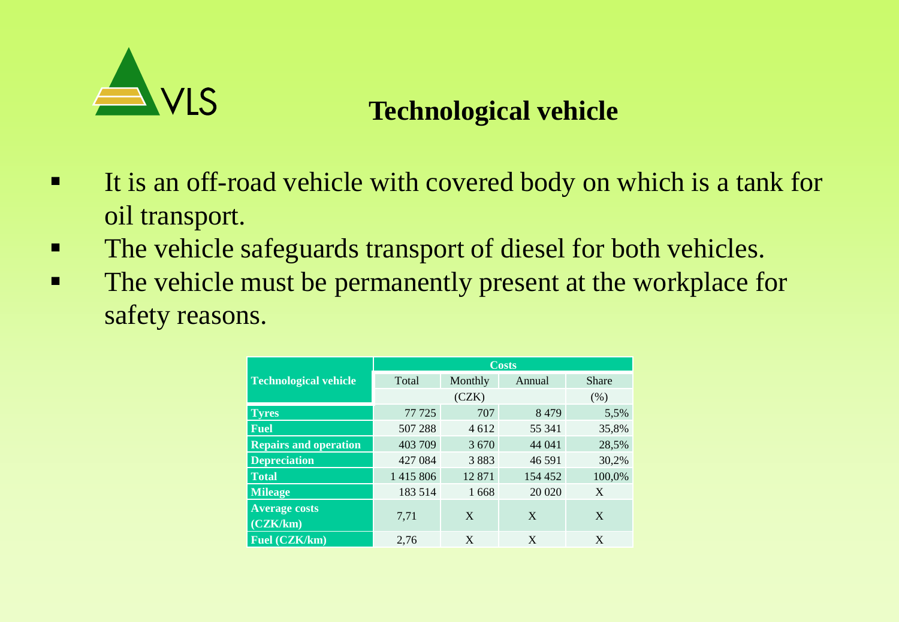# Technological vehicle

- It is an off-road vehicle with covered body on which is a tank for oil transport.
- The vehicle safeguards transport of diesel for both vehicles.
- The vehicle must be permanently present at the workplace for safety reasons.

| Technological vehicle | Costs | | | |
|---|---|---|---|---|
| | Total | Monthly | Annual | Share |
| | (CZK) | | | (%) |
| **Tyres** | 77 725 | 707 | 8 479 | 5,5% |
| **Fuel** | 507 288 | 4 612 | 55 341 | 35,8% |
| **Repairs and operation** | 403 709 | 3 670 | 44 041 | 28,5% |
| **Depreciation** | 427 084 | 3 883 | 46 591 | 30,2% |
| **Total** | 1 415 806 | 12 871 | 154 452 | 100,0% |
| **Mileage** | 183 514 | 1 668 | 20 020 | X |
| **Average costs (CZK/km)** | 7,71 | X | X | X |
| **Fuel (CZK/km)** | 2,76 | X | X | X |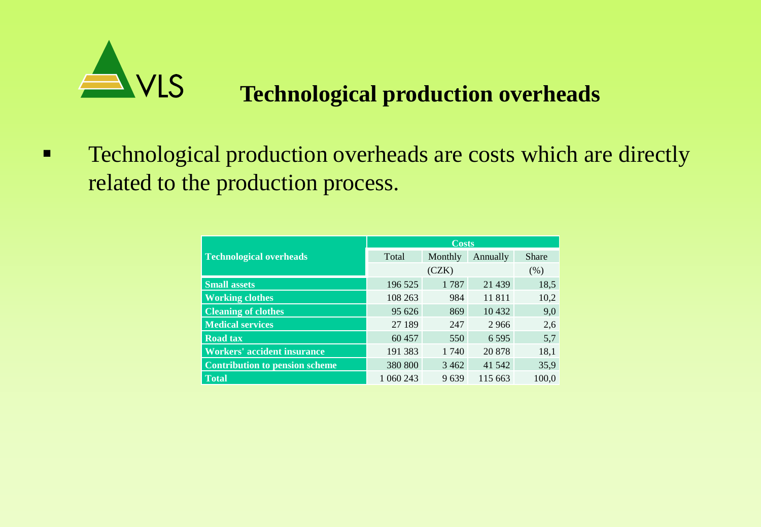# Technological production overheads

- Technological production overheads are costs which are directly related to the production process.

| Technological overheads | Costs | | | |
|---|---|---|---|---|
| | Total | Monthly | Annually | Share |
| | (CZK) | | | (%) |
| **Small assets** | 196 525 | 1 787 | 21 439 | 18,5 |
| **Working clothes** | 108 263 | 984 | 11 811 | 10,2 |
| **Cleaning of clothes** | 95 626 | 869 | 10 432 | 9,0 |
| **Medical services** | 27 189 | 247 | 2 966 | 2,6 |
| **Road tax** | 60 457 | 550 | 6 595 | 5,7 |
| **Workers' accident insurance** | 191 383 | 1 740 | 20 878 | 18,1 |
| **Contribution to pension scheme** | 380 800 | 3 462 | 41 542 | 35,9 |
| **Total** | 1 060 243 | 9 639 | 115 663 | 100,0 |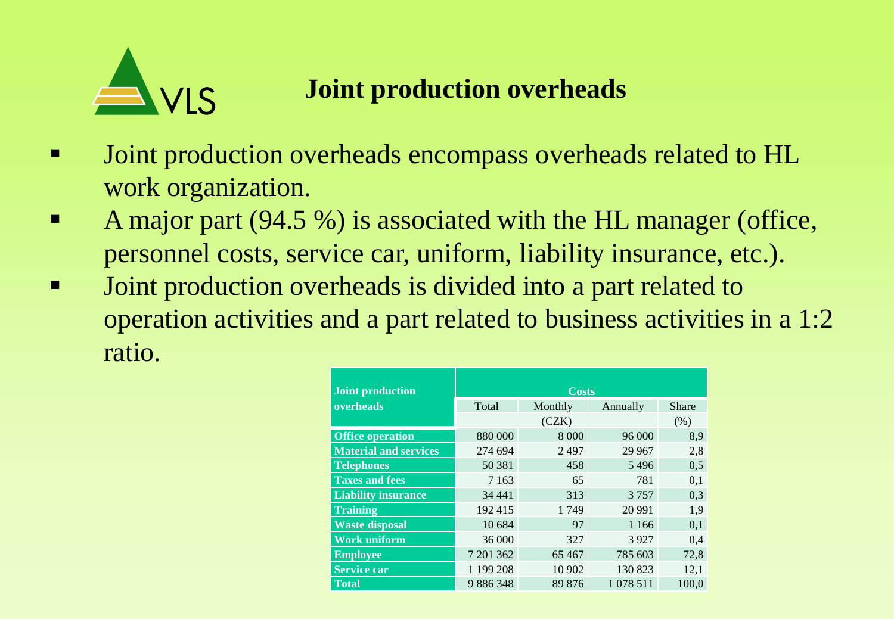# Joint production overheads

- Joint production overheads encompass overheads related to HL work organization.
- A major part (94.5 %) is associated with the HL manager (office, personnel costs, service car, uniform, liability insurance, etc.).
- Joint production overheads is divided into a part related to operation activities and a part related to business activities in a 1:2 ratio.

| Joint production overheads | Costs | | | |
|---|---|---|---|---|
| | Total | Monthly | Annually | Share |
| | (CZK) | | | (%) |
| **Office operation** | 880 000 | 8 000 | 96 000 | 8,9 |
| **Material and services** | 274 694 | 2 497 | 29 967 | 2,8 |
| **Telephones** | 50 381 | 458 | 5 496 | 0,5 |
| **Taxes and fees** | 7 163 | 65 | 781 | 0,1 |
| **Liability insurance** | 34 441 | 313 | 3 757 | 0,3 |
| **Training** | 192 415 | 1 749 | 20 991 | 1,9 |
| **Waste disposal** | 10 684 | 97 | 1 166 | 0,1 |
| **Work uniform** | 36 000 | 327 | 3 927 | 0,4 |
| **Employee** | 7 201 362 | 65 467 | 785 603 | 72,8 |
| **Service car** | 1 199 208 | 10 902 | 130 823 | 12,1 |
| **Total** | 9 886 348 | 89 876 | 1 078 511 | 100,0 |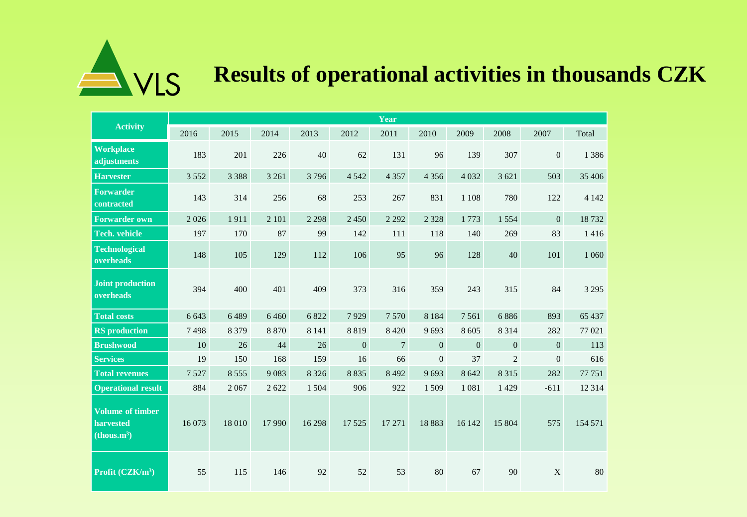# Results of operational activities in thousands CZK

| Activity | Year | | | | | | | | | | |
|---|---|---|---|---|---|---|---|---|---|---|---|
| | 2016 | 2015 | 2014 | 2013 | 2012 | 2011 | 2010 | 2009 | 2008 | 2007 | Total |
| **Workplace adjustments** | 183 | 201 | 226 | 40 | 62 | 131 | 96 | 139 | 307 | 0 | 1 386 |
| **Harvester** | 3 552 | 3 388 | 3 261 | 3 796 | 4 542 | 4 357 | 4 356 | 4 032 | 3 621 | 503 | 35 406 |
| **Forwarder contracted** | 143 | 314 | 256 | 68 | 253 | 267 | 831 | 1 108 | 780 | 122 | 4 142 |
| **Forwarder own** | 2 026 | 1 911 | 2 101 | 2 298 | 2 450 | 2 292 | 2 328 | 1 773 | 1 554 | 0 | 18 732 |
| **Tech. vehicle** | 197 | 170 | 87 | 99 | 142 | 111 | 118 | 140 | 269 | 83 | 1 416 |
| **Technological overheads** | 148 | 105 | 129 | 112 | 106 | 95 | 96 | 128 | 40 | 101 | 1 060 |
| **Joint production overheads** | 394 | 400 | 401 | 409 | 373 | 316 | 359 | 243 | 315 | 84 | 3 295 |
| **Total costs** | 6 643 | 6 489 | 6 460 | 6 822 | 7 929 | 7 570 | 8 184 | 7 561 | 6 886 | 893 | 65 437 |
| **RS production** | 7 498 | 8 379 | 8 870 | 8 141 | 8 819 | 8 420 | 9 693 | 8 605 | 8 314 | 282 | 77 021 |
| **Brushwood** | 10 | 26 | 44 | 26 | 0 | 7 | 0 | 0 | 0 | 0 | 113 |
| **Services** | 19 | 150 | 168 | 159 | 16 | 66 | 0 | 37 | 2 | 0 | 616 |
| **Total revenues** | 7 527 | 8 555 | 9 083 | 8 326 | 8 835 | 8 492 | 9 693 | 8 642 | 8 315 | 282 | 77 751 |
| **Operational result** | 884 | 2 067 | 2 622 | 1 504 | 906 | 922 | 1 509 | 1 081 | 1 429 | -611 | 12 314 |
| **Volume of timber harvested (thous.$m^3$)** | 16 073 | 18 010 | 17 990 | 16 298 | 17 525 | 17 271 | 18 883 | 16 142 | 15 804 | 575 | 154 571 |
| **Profit (CZK/$m^3$)** | 55 | 115 | 146 | 92 | 52 | 53 | 80 | 67 | 90 | X | 80 |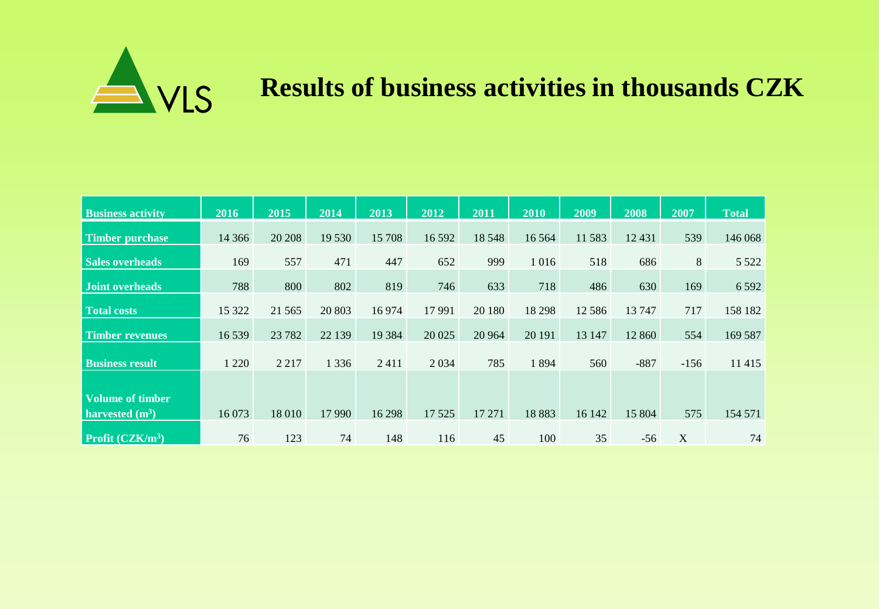VLS

# Results of business activities in thousands CZK

| Business activity | 2016 | 2015 | 2014 | 2013 | 2012 | 2011 | 2010 | 2009 | 2008 | 2007 | Total |
|---|---|---|---|---|---|---|---|---|---|---|---|
| Timber purchase | 14 366 | 20 208 | 19 530 | 15 708 | 16 592 | 18 548 | 16 564 | 11 583 | 12 431 | 539 | 146 068 |
| Sales overheads | 169 | 557 | 471 | 447 | 652 | 999 | 1 016 | 518 | 686 | 8 | 5 522 |
| Joint overheads | 788 | 800 | 802 | 819 | 746 | 633 | 718 | 486 | 630 | 169 | 6 592 |
| Total costs | 15 322 | 21 565 | 20 803 | 16 974 | 17 991 | 20 180 | 18 298 | 12 586 | 13 747 | 717 | 158 182 |
| Timber revenues | 16 539 | 23 782 | 22 139 | 19 384 | 20 025 | 20 964 | 20 191 | 13 147 | 12 860 | 554 | 169 587 |
| Business result | 1 220 | 2 217 | 1 336 | 2 411 | 2 034 | 785 | 1 894 | 560 | -887 | -156 | 11 415 |
| Volume of timber harvested ($m^3$) | 16 073 | 18 010 | 17 990 | 16 298 | 17 525 | 17 271 | 18 883 | 16 142 | 15 804 | 575 | 154 571 |
| Profit (CZK/$m^3$) | 76 | 123 | 74 | 148 | 116 | 45 | 100 | 35 | -56 | X | 74 |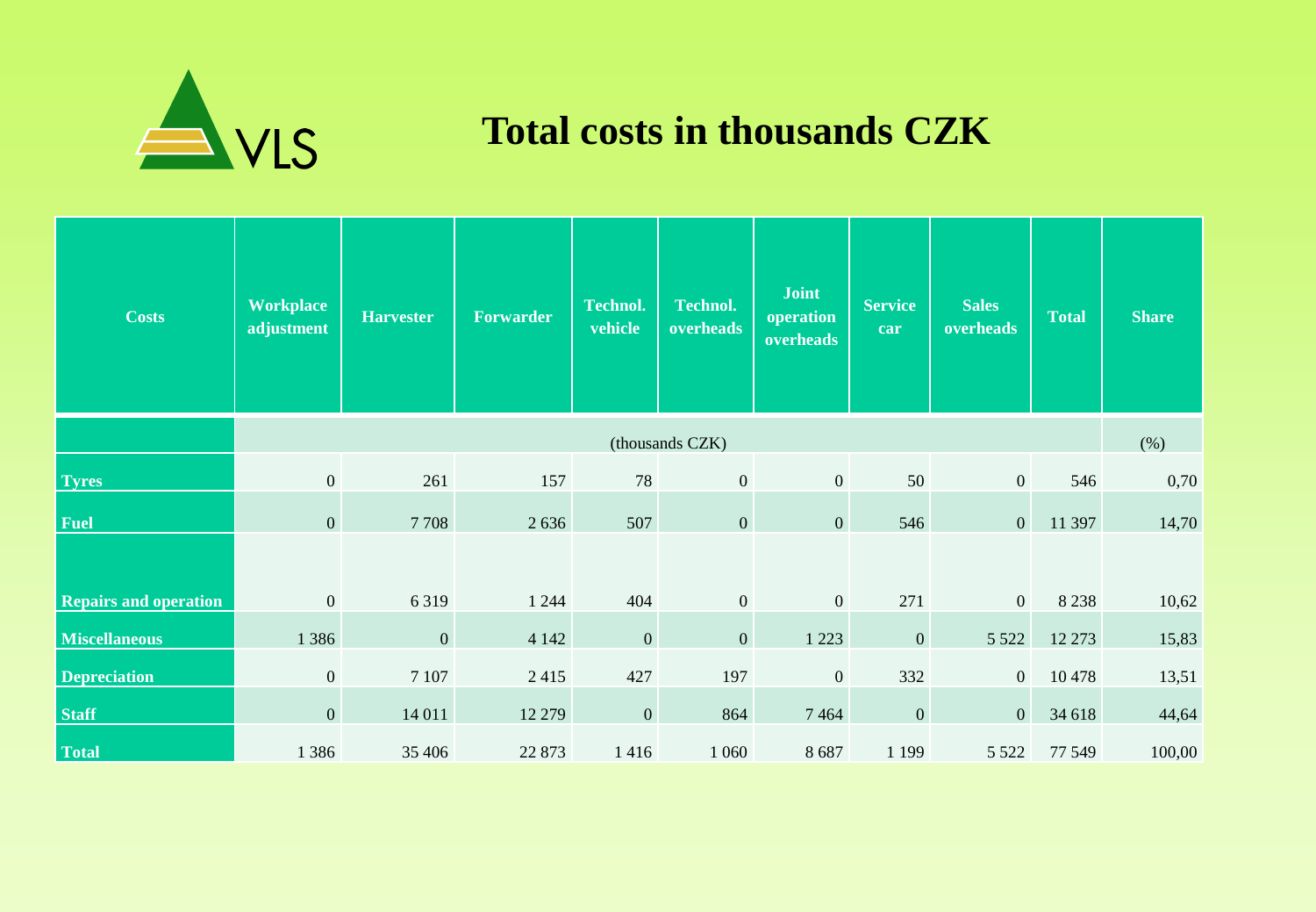# Total costs in thousands CZK

| Costs | Workplace adjustment | Harvester | Forwarder | Technol. vehicle | Technol. overheads | Joint operation overheads | Service car | Sales overheads | Total | Share |
|---|---|---|---|---|---|---|---|---|---|---|
| | (thousands CZK) | | | | | | | | | (%) |
| **Tyres** | 0 | 261 | 157 | 78 | 0 | 0 | 50 | 0 | 546 | 0,70 |
| **Fuel** | 0 | 7 708 | 2 636 | 507 | 0 | 0 | 546 | 0 | 11 397 | 14,70 |
| **Repairs and operation** | 0 | 6 319 | 1 244 | 404 | 0 | 0 | 271 | 0 | 8 238 | 10,62 |
| **Miscellaneous** | 1 386 | 0 | 4 142 | 0 | 0 | 1 223 | 0 | 5 522 | 12 273 | 15,83 |
| **Depreciation** | 0 | 7 107 | 2 415 | 427 | 197 | 0 | 332 | 0 | 10 478 | 13,51 |
| **Staff** | 0 | 14 011 | 12 279 | 0 | 864 | 7 464 | 0 | 0 | 34 618 | 44,64 |
| **Total** | 1 386 | 35 406 | 22 873 | 1 416 | 1 060 | 8 687 | 1 199 | 5 522 | 77 549 | 100,00 |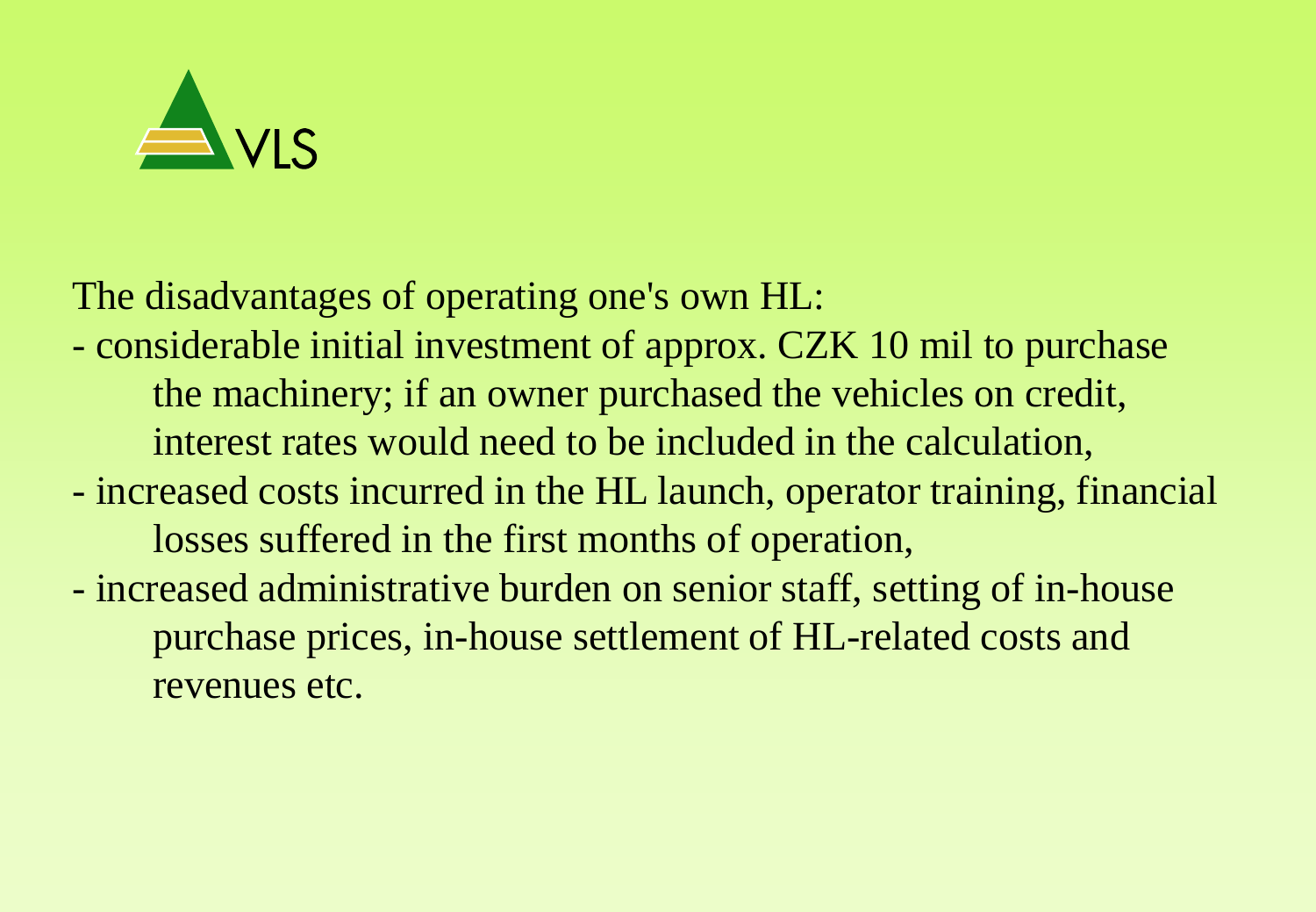The disadvantages of operating one's own HL:

- considerable initial investment of approx. CZK 10 mil to purchase the machinery; if an owner purchased the vehicles on credit, interest rates would need to be included in the calculation,
- increased costs incurred in the HL launch, operator training, financial losses suffered in the first months of operation,
- increased administrative burden on senior staff, setting of in-house purchase prices, in-house settlement of HL-related costs and revenues etc.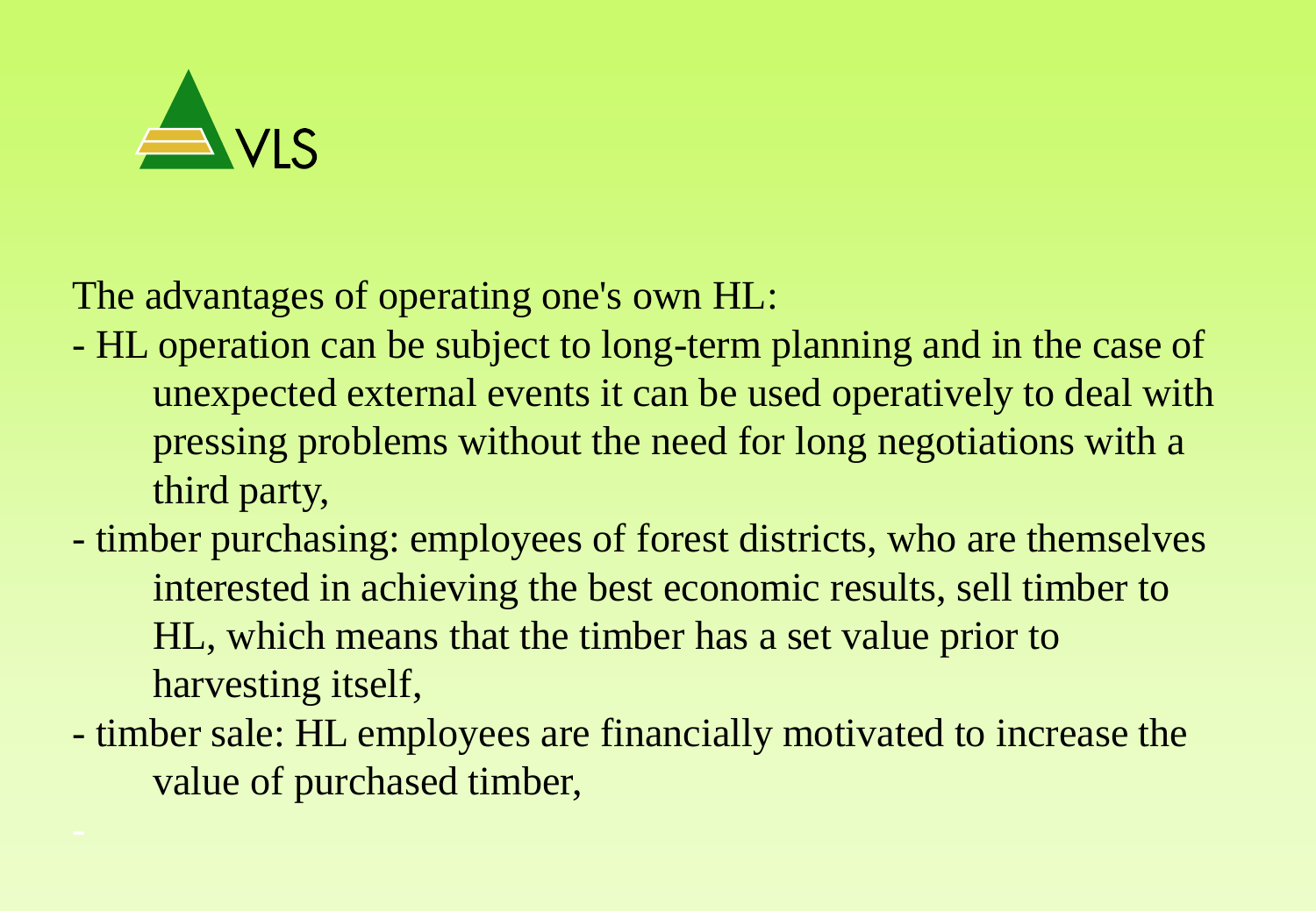The advantages of operating one's own HL:

- HL operation can be subject to long-term planning and in the case of unexpected external events it can be used operatively to deal with pressing problems without the need for long negotiations with a third party,
- timber purchasing: employees of forest districts, who are themselves interested in achieving the best economic results, sell timber to HL, which means that the timber has a set value prior to harvesting itself,
- timber sale: HL employees are financially motivated to increase the value of purchased timber,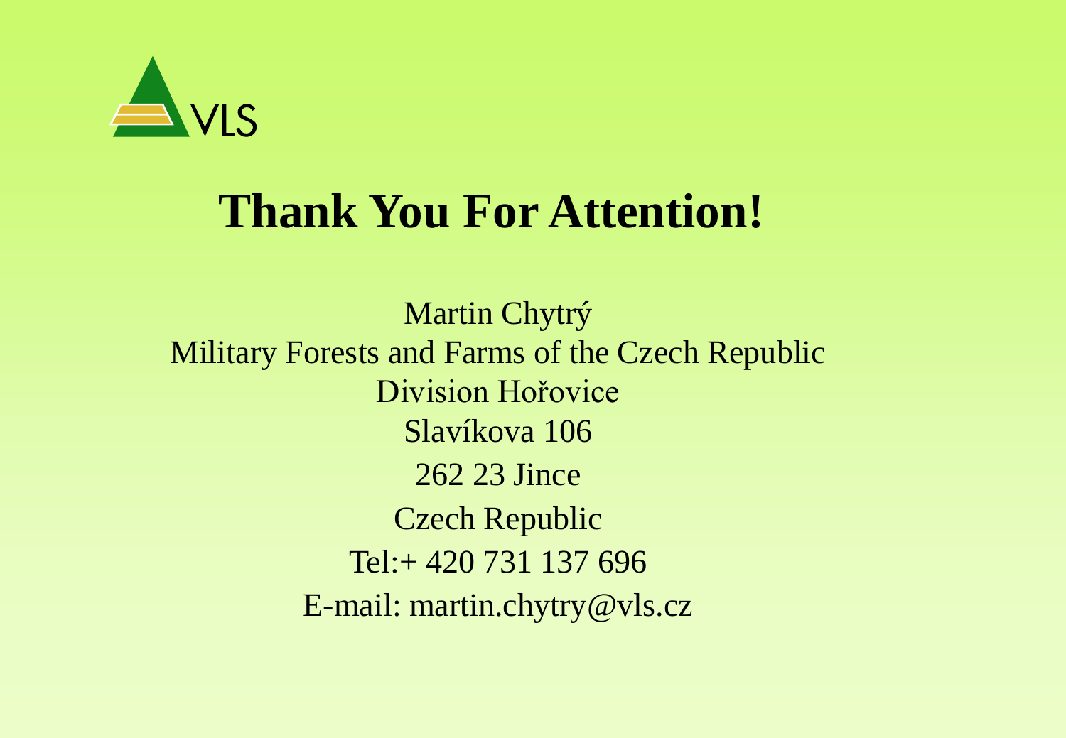VLS

# Thank You For Attention!

Martin Chytrý
Military Forests and Farms of the Czech Republic
Division Hořovice
Slavíkova 106
262 23 Jince
Czech Republic
Tel:+ 420 731 137 696
E-mail: martin.chytry@vls.cz